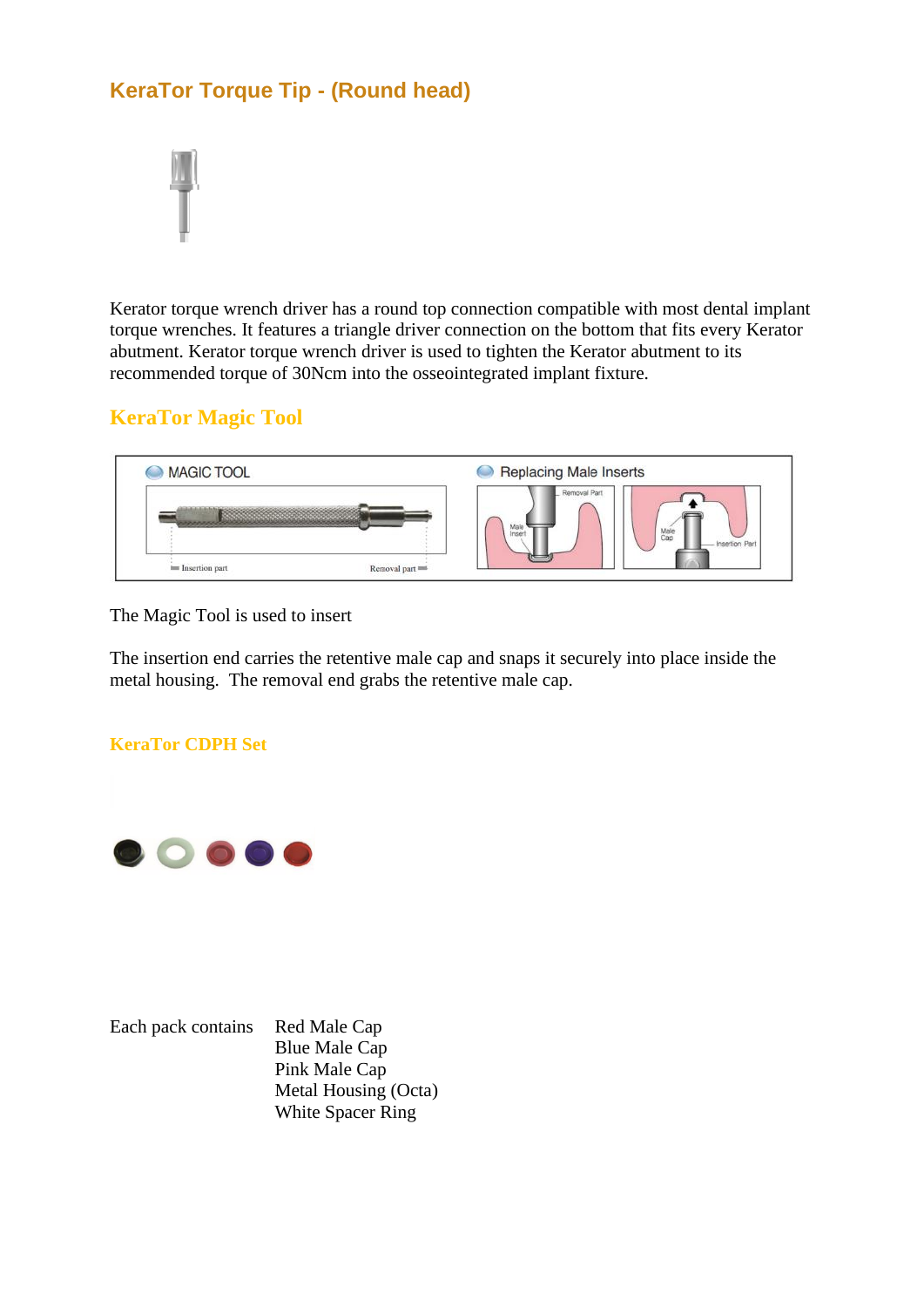## KeraTor Torque Tip - (Round head)

Kerator torque wrench driver has a round top connection compatible with most dental implant torque wrenches. It features a triangle driver connection on the bottom that fits every Kerator abutment. Kerator torque wrench driver is used to tighten the Kerator abutment to its recommended torque of 30Ncm into the osseointegrated implant fixture.

## KeraTor Magic Tool

The Magic Tool is used to insert

The insertion end carries the retentive male cap and snaps it securely into place inside the metal housing.  The removal end grabs the retentive male cap.

### KeraTor CDPH Set

Each pack contains

- Red Male Cap
- Blue Male Cap
- Pink Male Cap
- Metal Housing (Octa)
- White Spacer Ring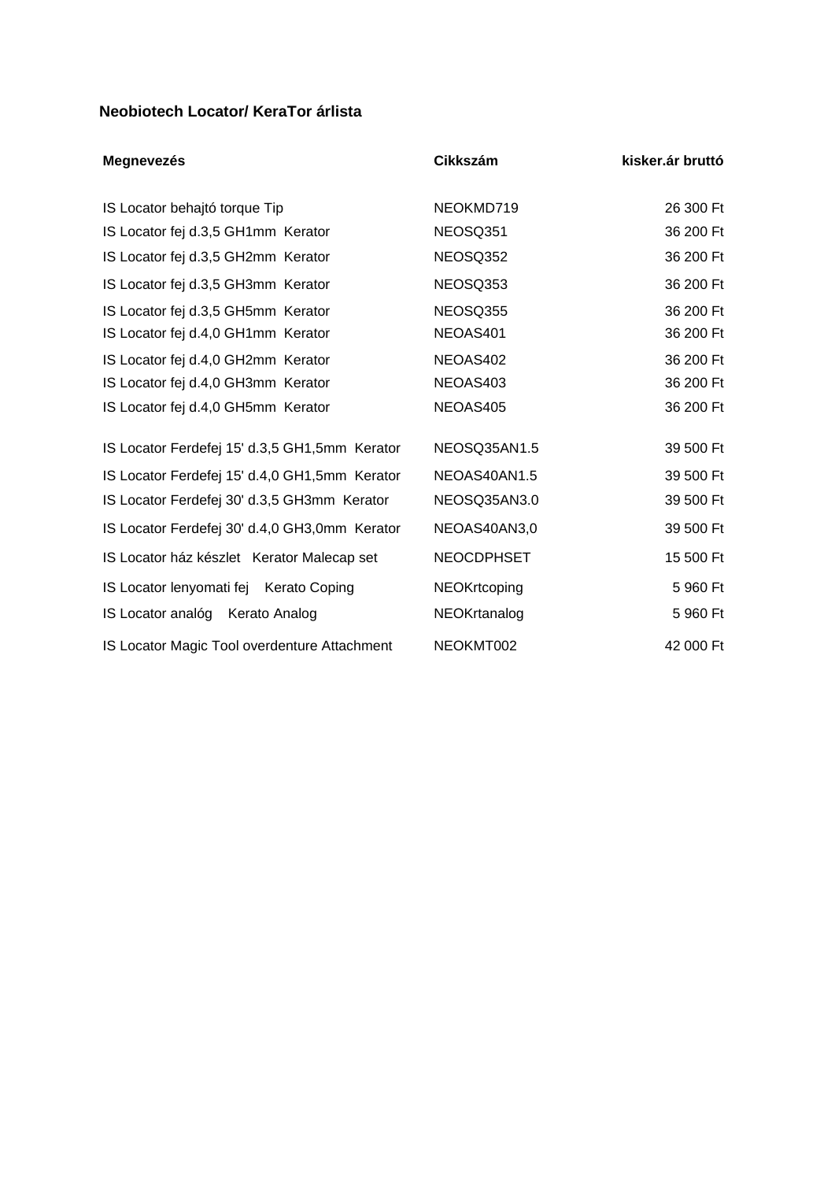**Neobiotech Locator/ KeraTor árlista**

| Megnevezés | Cikkszám | kisker.ár bruttó |
| --- | --- | --- |
| IS Locator behajtó torque Tip | NEOKMD719 | 26 300 Ft |
| IS Locator fej d.3,5 GH1mm Kerator | NEOSQ351 | 36 200 Ft |
| IS Locator fej d.3,5 GH2mm Kerator | NEOSQ352 | 36 200 Ft |
| IS Locator fej d.3,5 GH3mm Kerator | NEOSQ353 | 36 200 Ft |
| IS Locator fej d.3,5 GH5mm Kerator | NEOSQ355 | 36 200 Ft |
| IS Locator fej d.4,0 GH1mm Kerator | NEOAS401 | 36 200 Ft |
| IS Locator fej d.4,0 GH2mm Kerator | NEOAS402 | 36 200 Ft |
| IS Locator fej d.4,0 GH3mm Kerator | NEOAS403 | 36 200 Ft |
| IS Locator fej d.4,0 GH5mm Kerator | NEOAS405 | 36 200 Ft |
| IS Locator Ferdefej 15' d.3,5 GH1,5mm Kerator | NEOSQ35AN1.5 | 39 500 Ft |
| IS Locator Ferdefej 15' d.4,0 GH1,5mm Kerator | NEOAS40AN1.5 | 39 500 Ft |
| IS Locator Ferdefej 30' d.3,5 GH3mm Kerator | NEOSQ35AN3.0 | 39 500 Ft |
| IS Locator Ferdefej 30' d.4,0 GH3,0mm Kerator | NEOAS40AN3,0 | 39 500 Ft |
| IS Locator ház készlet Kerator Malecap set | NEOCDPHSET | 15 500 Ft |
| IS Locator lenyomati fej Kerato Coping | NEOKrtcoping | 5 960 Ft |
| IS Locator analóg Kerato Analog | NEOKrtanalog | 5 960 Ft |
| IS Locator Magic Tool overdenture Attachment | NEOKMT002 | 42 000 Ft |